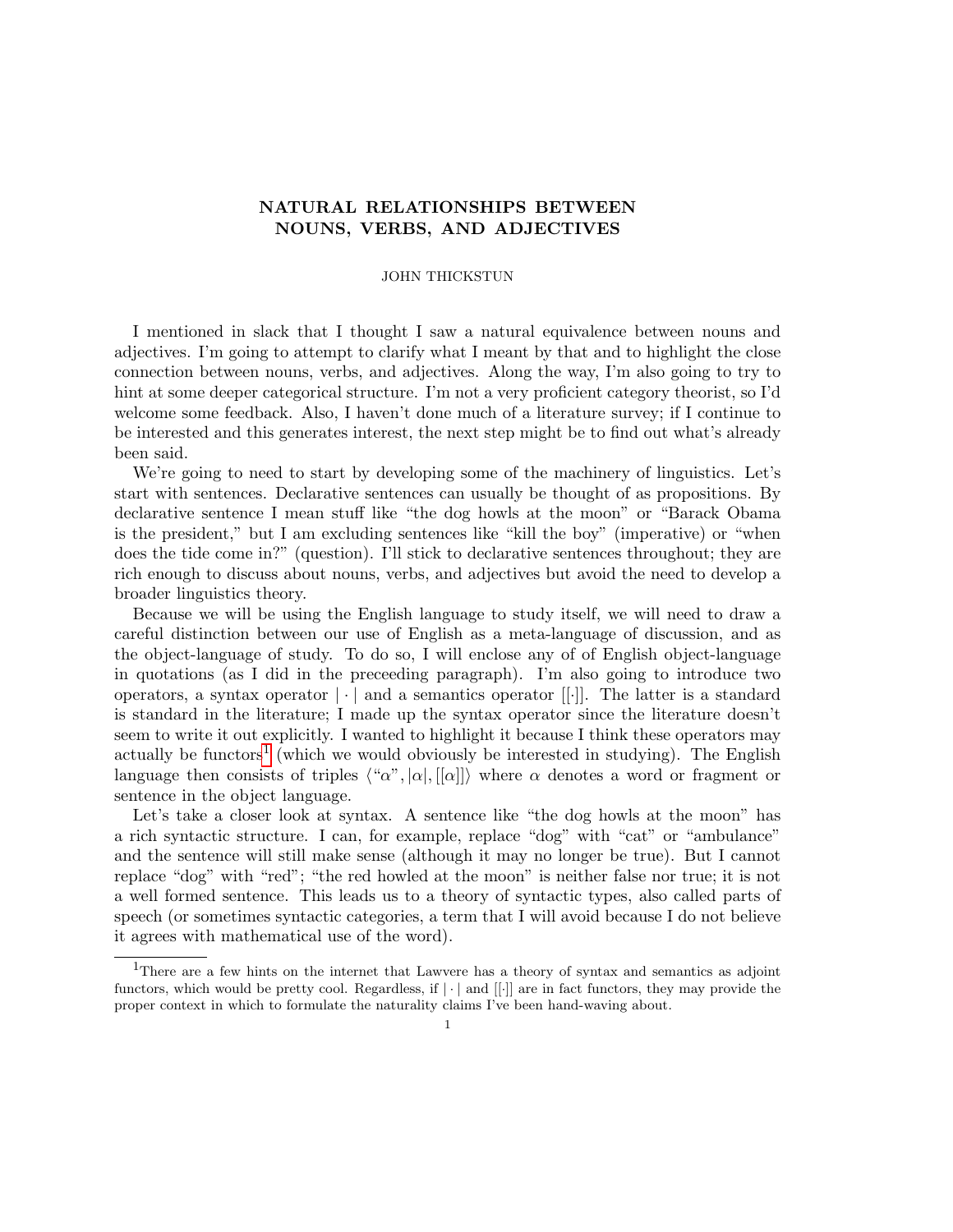# NATURAL RELATIONSHIPS BETWEEN NOUNS, VERBS, AND ADJECTIVES

JOHN THICKSTUN

I mentioned in slack that I thought I saw a natural equivalence between nouns and adjectives. I'm going to attempt to clarify what I meant by that and to highlight the close connection between nouns, verbs, and adjectives. Along the way, I'm also going to try to hint at some deeper categorical structure. I'm not a very proficient category theorist, so I'd welcome some feedback. Also, I haven't done much of a literature survey; if I continue to be interested and this generates interest, the next step might be to find out what's already been said.

We're going to need to start by developing some of the machinery of linguistics. Let's start with sentences. Declarative sentences can usually be thought of as propositions. By declarative sentence I mean stuff like "the dog howls at the moon" or "Barack Obama is the president," but I am excluding sentences like "kill the boy" (imperative) or "when does the tide come in?" (question). I'll stick to declarative sentences throughout; they are rich enough to discuss about nouns, verbs, and adjectives but avoid the need to develop a broader linguistics theory.

Because we will be using the English language to study itself, we will need to draw a careful distinction between our use of English as a meta-language of discussion, and as the object-language of study. To do so, I will enclose any of of English object-language in quotations (as I did in the preceeding paragraph). I'm also going to introduce two operators, a syntax operator $|\cdot|$ and a semantics operator $[[\cdot]]$. The latter is a standard is standard in the literature; I made up the syntax operator since the literature doesn't seem to write it out explicitly. I wanted to highlight it because I think these operators may actually be functors[1] (which we would obviously be interested in studying). The English language then consists of triples $\langle$"$\alpha$"$, |\alpha|, [[\alpha]]\rangle$ where $\alpha$ denotes a word or fragment or sentence in the object language.

Let's take a closer look at syntax. A sentence like "the dog howls at the moon" has a rich syntactic structure. I can, for example, replace "dog" with "cat" or "ambulance" and the sentence will still make sense (although it may no longer be true). But I cannot replace "dog" with "red"; "the red howled at the moon" is neither false nor true; it is not a well formed sentence. This leads us to a theory of syntactic types, also called parts of speech (or sometimes syntactic categories, a term that I will avoid because I do not believe it agrees with mathematical use of the word).

[1] There are a few hints on the internet that Lawvere has a theory of syntax and semantics as adjoint functors, which would be pretty cool. Regardless, if $|\cdot|$ and $[[\cdot]]$ are in fact functors, they may provide the proper context in which to formulate the naturality claims I've been hand-waving about.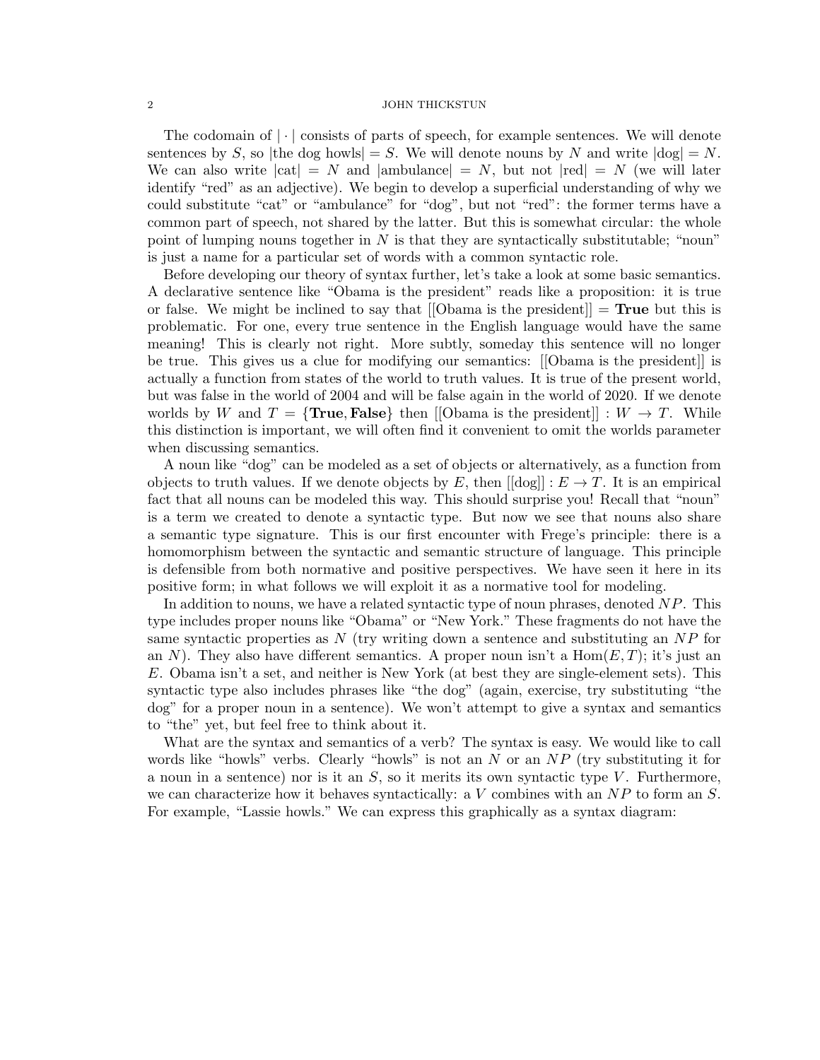The codomain of $|\cdot|$ consists of parts of speech, for example sentences. We will denote sentences by $S$, so $|\text{the dog howls}| = S$. We will denote nouns by $N$ and write $|\text{dog}| = N$. We can also write $|\text{cat}| = N$ and $|\text{ambulance}| = N$, but not $|\text{red}| = N$ (we will later identify "red" as an adjective). We begin to develop a superficial understanding of why we could substitute "cat" or "ambulance" for "dog", but not "red": the former terms have a common part of speech, not shared by the latter. But this is somewhat circular: the whole point of lumping nouns together in $N$ is that they are syntactically substitutable; "noun" is just a name for a particular set of words with a common syntactic role.

Before developing our theory of syntax further, let's take a look at some basic semantics. A declarative sentence like "Obama is the president" reads like a proposition: it is true or false. We might be inclined to say that $[[\text{Obama is the president}]] = \textbf{True}$ but this is problematic. For one, every true sentence in the English language would have the same meaning! This is clearly not right. More subtly, someday this sentence will no longer be true. This gives us a clue for modifying our semantics: $[[\text{Obama is the president}]]$ is actually a function from states of the world to truth values. It is true of the present world, but was false in the world of 2004 and will be false again in the world of 2020. If we denote worlds by $W$ and $T = \{\textbf{True}, \textbf{False}\}$ then $[[\text{Obama is the president}]] : W \to T$. While this distinction is important, we will often find it convenient to omit the worlds parameter when discussing semantics.

A noun like "dog" can be modeled as a set of objects or alternatively, as a function from objects to truth values. If we denote objects by $E$, then $[[\text{dog}]] : E \to T$. It is an empirical fact that all nouns can be modeled this way. This should surprise you! Recall that "noun" is a term we created to denote a syntactic type. But now we see that nouns also share a semantic type signature. This is our first encounter with Frege's principle: there is a homomorphism between the syntactic and semantic structure of language. This principle is defensible from both normative and positive perspectives. We have seen it here in its positive form; in what follows we will exploit it as a normative tool for modeling.

In addition to nouns, we have a related syntactic type of noun phrases, denoted $NP$. This type includes proper nouns like "Obama" or "New York." These fragments do not have the same syntactic properties as $N$ (try writing down a sentence and substituting an $NP$ for an $N$). They also have different semantics. A proper noun isn't a $\text{Hom}(E, T)$; it's just an $E$. Obama isn't a set, and neither is New York (at best they are single-element sets). This syntactic type also includes phrases like "the dog" (again, exercise, try substituting "the dog" for a proper noun in a sentence). We won't attempt to give a syntax and semantics to "the" yet, but feel free to think about it.

What are the syntax and semantics of a verb? The syntax is easy. We would like to call words like "howls" verbs. Clearly "howls" is not an $N$ or an $NP$ (try substituting it for a noun in a sentence) nor is it an $S$, so it merits its own syntactic type $V$. Furthermore, we can characterize how it behaves syntactically: a $V$ combines with an $NP$ to form an $S$. For example, "Lassie howls." We can express this graphically as a syntax diagram: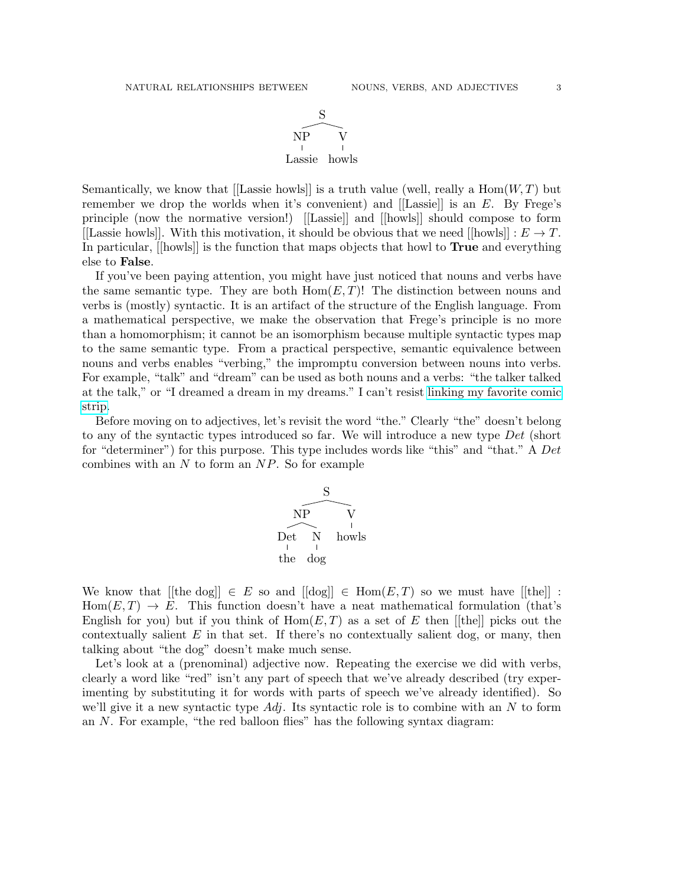```
      S
     / \
   NP    V
   |     |
 Lassie howls
```

Semantically, we know that [[Lassie howls]] is a truth value (well, really a $\text{Hom}(W, T)$ but remember we drop the worlds when it's convenient) and [[Lassie]] is an $E$. By Frege's principle (now the normative version!) [[Lassie]] and [[howls]] should compose to form [[Lassie howls]]. With this motivation, it should be obvious that we need $[[\text{howls}]] : E \to T$. In particular, [[howls]] is the function that maps objects that howl to **True** and everything else to **False**.

If you've been paying attention, you might have just noticed that nouns and verbs have the same semantic type. They are both $\text{Hom}(E, T)$! The distinction between nouns and verbs is (mostly) syntactic. It is an artifact of the structure of the English language. From a mathematical perspective, we make the observation that Frege's principle is no more than a homomorphism; it cannot be an isomorphism because multiple syntactic types map to the same semantic type. From a practical perspective, semantic equivalence between nouns and verbs enables "verbing," the impromptu conversion between nouns into verbs. For example, "talk" and "dream" can be used as both nouns and a verbs: "the talker talked at the talk," or "I dreamed a dream in my dreams." I can't resist linking my favorite comic strip.

Before moving on to adjectives, let's revisit the word "the." Clearly "the" doesn't belong to any of the syntactic types introduced so far. We will introduce a new type *Det* (short for "determiner") for this purpose. This type includes words like "this" and "that." A *Det* combines with an $N$ to form an $NP$. So for example

```
          S
        /   \
      NP     V
     /  \    |
   Det   N  howls
    |    |
   the  dog
```

We know that $[[\text{the dog}]] \in E$ so and $[[\text{dog}]] \in \text{Hom}(E, T)$ so we must have $[[\text{the}]] : \text{Hom}(E, T) \to E$. This function doesn't have a neat mathematical formulation (that's English for you) but if you think of $\text{Hom}(E, T)$ as a set of $E$ then [[the]] picks out the contextually salient $E$ in that set. If there's no contextually salient dog, or many, then talking about "the dog" doesn't make much sense.

Let's look at a (prenominal) adjective now. Repeating the exercise we did with verbs, clearly a word like "red" isn't any part of speech that we've already described (try experimenting by substituting it for words with parts of speech we've already identified). So we'll give it a new syntactic type *Adj*. Its syntactic role is to combine with an $N$ to form an $N$. For example, "the red balloon flies" has the following syntax diagram: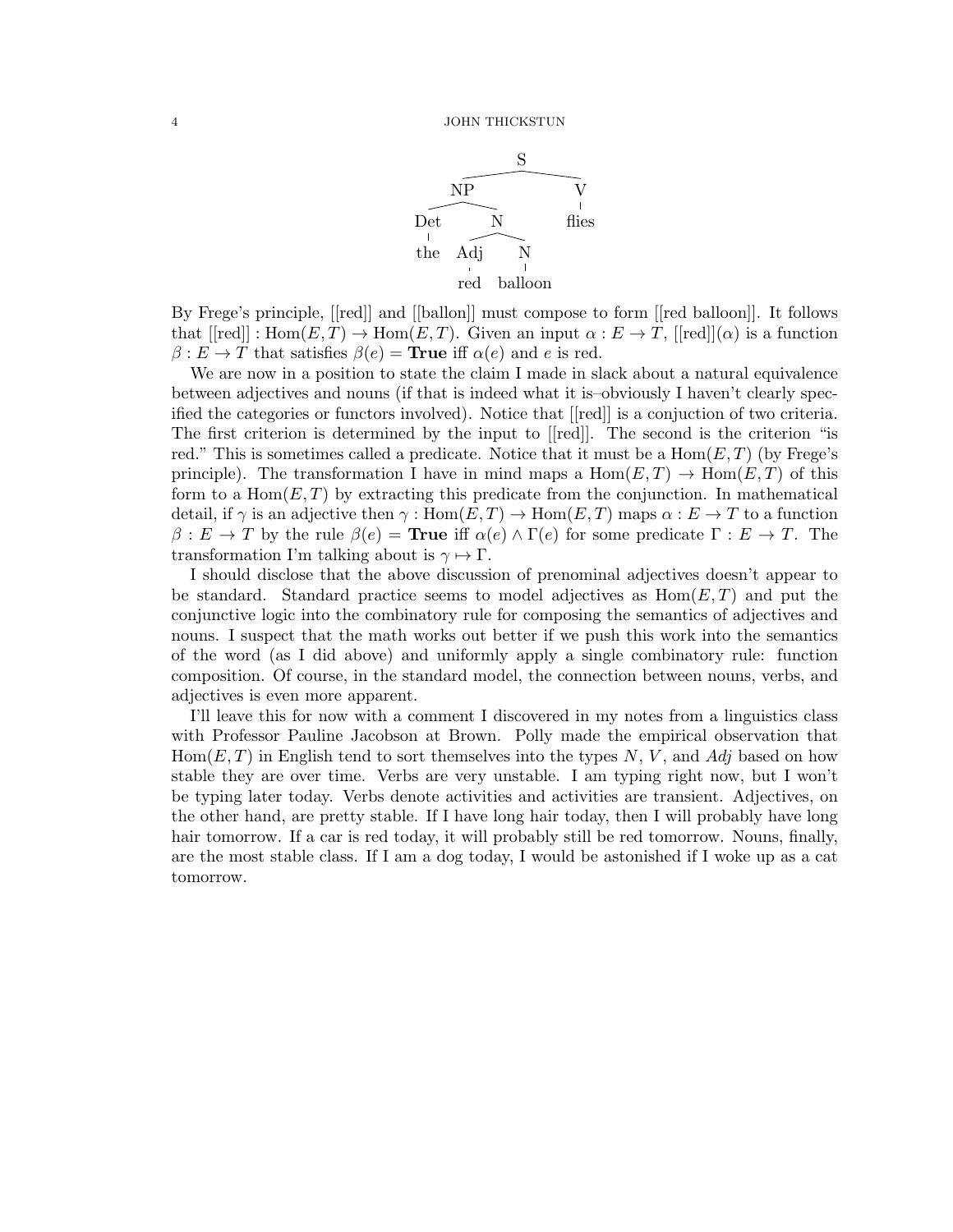```
              S
        ______|______
       NP            V
    ___|___          |
  Det      N       flies
   |     __|__
  the  Adj    N
        |     |
       red  balloon
```

By Frege's principle, [[red]] and [[ballon]] must compose to form [[red balloon]]. It follows that $[[\text{red}]] : \text{Hom}(E, T) \to \text{Hom}(E, T)$. Given an input $\alpha : E \to T$, $[[\text{red}]](\alpha)$ is a function $\beta : E \to T$ that satisfies $\beta(e) = \textbf{True}$ iff $\alpha(e)$ and $e$ is red.

We are now in a position to state the claim I made in slack about a natural equivalence between adjectives and nouns (if that is indeed what it is–obviously I haven't clearly specified the categories or functors involved). Notice that [[red]] is a conjuction of two criteria. The first criterion is determined by the input to [[red]]. The second is the criterion "is red." This is sometimes called a predicate. Notice that it must be a $\text{Hom}(E, T)$ (by Frege's principle). The transformation I have in mind maps a $\text{Hom}(E, T) \to \text{Hom}(E, T)$ of this form to a $\text{Hom}(E, T)$ by extracting this predicate from the conjunction. In mathematical detail, if $\gamma$ is an adjective then $\gamma : \text{Hom}(E, T) \to \text{Hom}(E, T)$ maps $\alpha : E \to T$ to a function $\beta : E \to T$ by the rule $\beta(e) = \textbf{True}$ iff $\alpha(e) \wedge \Gamma(e)$ for some predicate $\Gamma : E \to T$. The transformation I'm talking about is $\gamma \mapsto \Gamma$.

I should disclose that the above discussion of prenominal adjectives doesn't appear to be standard. Standard practice seems to model adjectives as $\text{Hom}(E, T)$ and put the conjunctive logic into the combinatory rule for composing the semantics of adjectives and nouns. I suspect that the math works out better if we push this work into the semantics of the word (as I did above) and uniformly apply a single combinatory rule: function composition. Of course, in the standard model, the connection between nouns, verbs, and adjectives is even more apparent.

I'll leave this for now with a comment I discovered in my notes from a linguistics class with Professor Pauline Jacobson at Brown. Polly made the empirical observation that $\text{Hom}(E, T)$ in English tend to sort themselves into the types $N$, $V$, and $Adj$ based on how stable they are over time. Verbs are very unstable. I am typing right now, but I won't be typing later today. Verbs denote activities and activities are transient. Adjectives, on the other hand, are pretty stable. If I have long hair today, then I will probably have long hair tomorrow. If a car is red today, it will probably still be red tomorrow. Nouns, finally, are the most stable class. If I am a dog today, I would be astonished if I woke up as a cat tomorrow.